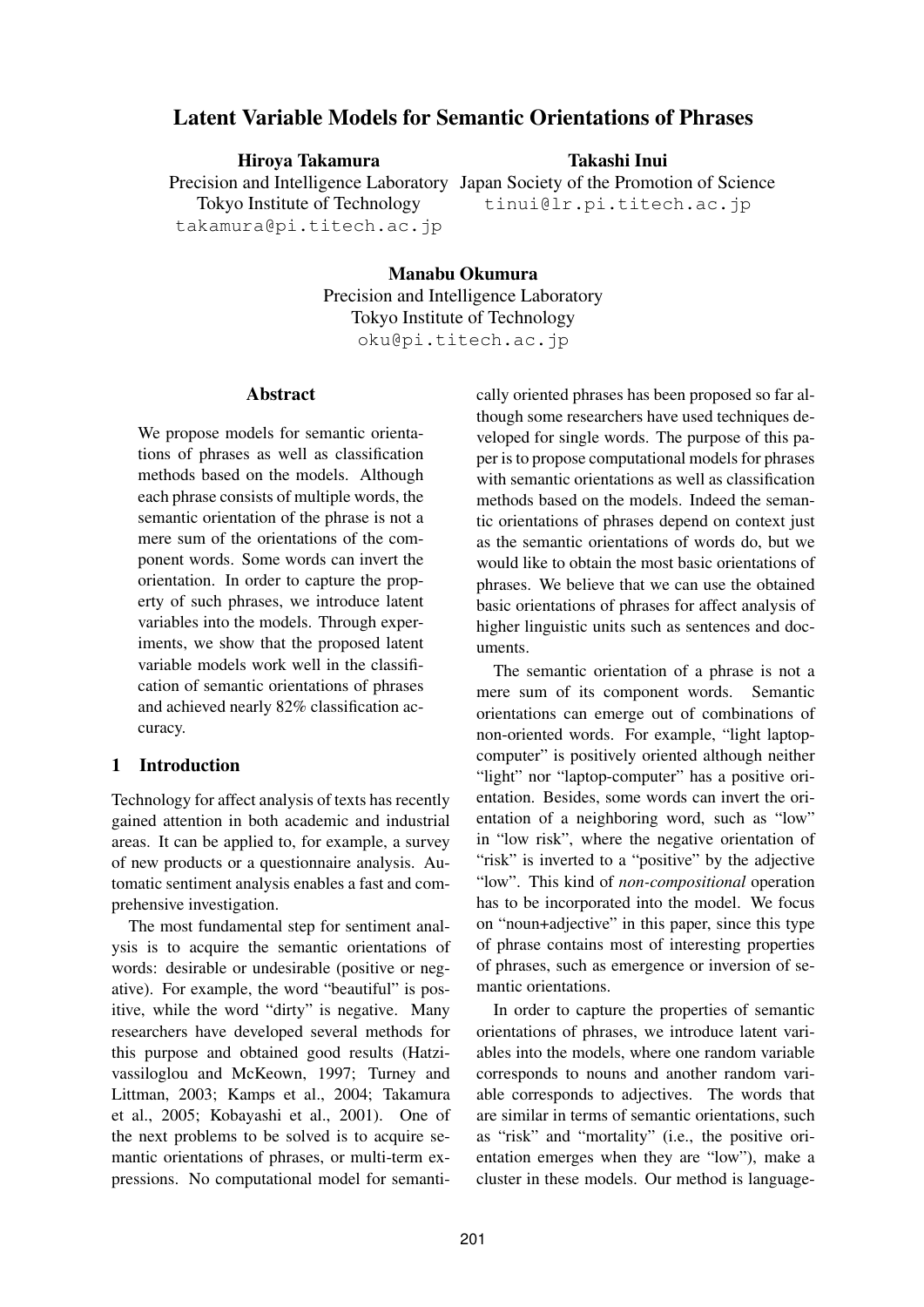# Latent Variable Models for Semantic Orientations of Phrases

**Hiroya Takamura**
Precision and Intelligence Laboratory
Tokyo Institute of Technology
takamura@pi.titech.ac.jp

**Takashi Inui**
Japan Society of the Promotion of Science
tinui@lr.pi.titech.ac.jp

**Manabu Okumura**
Precision and Intelligence Laboratory
Tokyo Institute of Technology
oku@pi.titech.ac.jp

## Abstract

We propose models for semantic orientations of phrases as well as classification methods based on the models. Although each phrase consists of multiple words, the semantic orientation of the phrase is not a mere sum of the orientations of the component words. Some words can invert the orientation. In order to capture the property of such phrases, we introduce latent variables into the models. Through experiments, we show that the proposed latent variable models work well in the classification of semantic orientations of phrases and achieved nearly 82% classification accuracy.

## 1 Introduction

Technology for affect analysis of texts has recently gained attention in both academic and industrial areas. It can be applied to, for example, a survey of new products or a questionnaire analysis. Automatic sentiment analysis enables a fast and comprehensive investigation.

The most fundamental step for sentiment analysis is to acquire the semantic orientations of words: desirable or undesirable (positive or negative). For example, the word "beautiful" is positive, while the word "dirty" is negative. Many researchers have developed several methods for this purpose and obtained good results (Hatzivassiloglou and McKeown, 1997; Turney and Littman, 2003; Kamps et al., 2004; Takamura et al., 2005; Kobayashi et al., 2001). One of the next problems to be solved is to acquire semantic orientations of phrases, or multi-term expressions. No computational model for semantically oriented phrases has been proposed so far although some researchers have used techniques developed for single words. The purpose of this paper is to propose computational models for phrases with semantic orientations as well as classification methods based on the models. Indeed the semantic orientations of phrases depend on context just as the semantic orientations of words do, but we would like to obtain the most basic orientations of phrases. We believe that we can use the obtained basic orientations of phrases for affect analysis of higher linguistic units such as sentences and documents.

The semantic orientation of a phrase is not a mere sum of its component words. Semantic orientations can emerge out of combinations of non-oriented words. For example, "light laptop-computer" is positively oriented although neither "light" nor "laptop-computer" has a positive orientation. Besides, some words can invert the orientation of a neighboring word, such as "low" in "low risk", where the negative orientation of "risk" is inverted to a "positive" by the adjective "low". This kind of *non-compositional* operation has to be incorporated into the model. We focus on "noun+adjective" in this paper, since this type of phrase contains most of interesting properties of phrases, such as emergence or inversion of semantic orientations.

In order to capture the properties of semantic orientations of phrases, we introduce latent variables into the models, where one random variable corresponds to nouns and another random variable corresponds to adjectives. The words that are similar in terms of semantic orientations, such as "risk" and "mortality" (i.e., the positive orientation emerges when they are "low"), make a cluster in these models. Our method is language-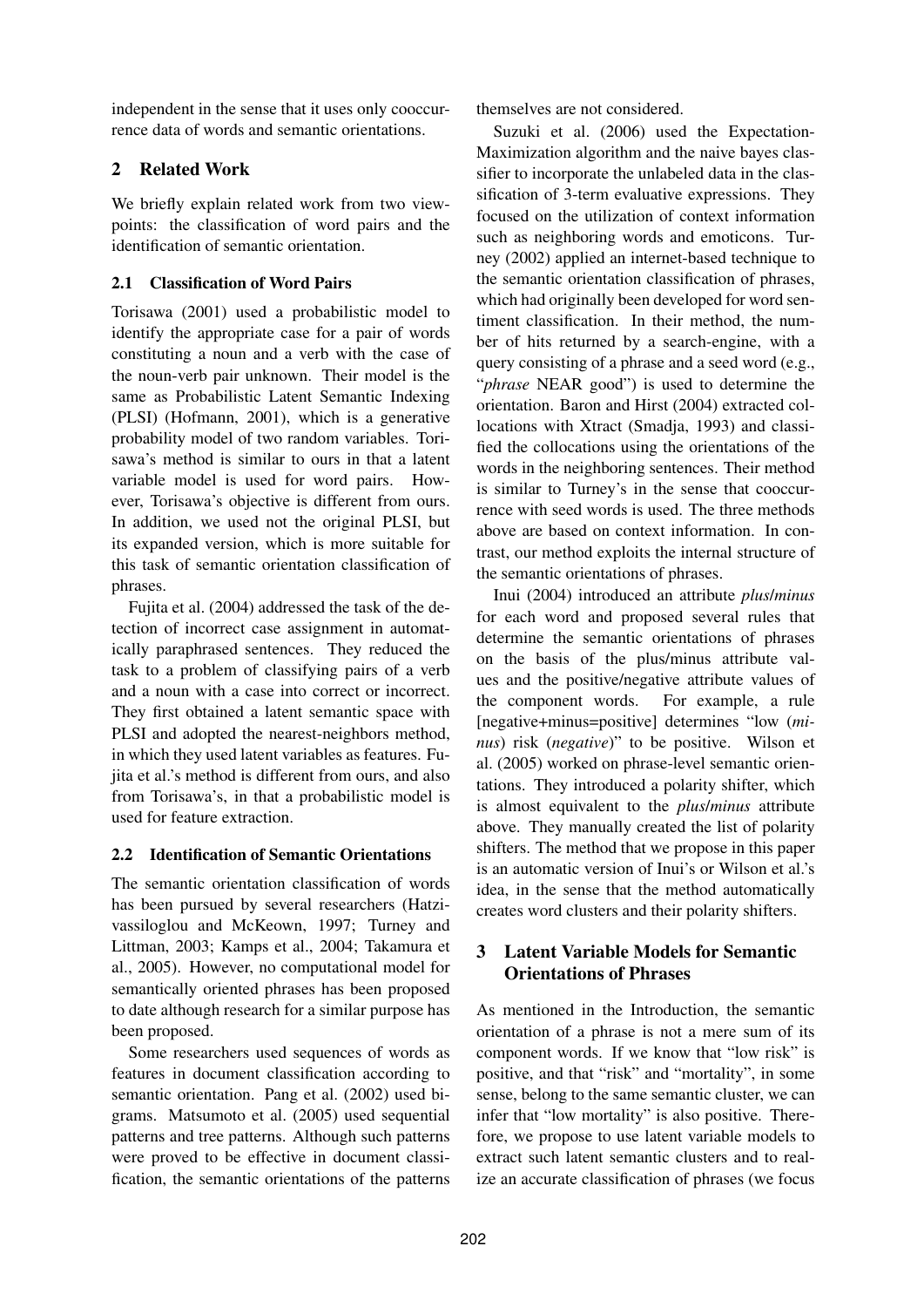independent in the sense that it uses only cooccurrence data of words and semantic orientations.

## 2 Related Work

We briefly explain related work from two viewpoints: the classification of word pairs and the identification of semantic orientation.

### 2.1 Classification of Word Pairs

Torisawa (2001) used a probabilistic model to identify the appropriate case for a pair of words constituting a noun and a verb with the case of the noun-verb pair unknown. Their model is the same as Probabilistic Latent Semantic Indexing (PLSI) (Hofmann, 2001), which is a generative probability model of two random variables. Torisawa's method is similar to ours in that a latent variable model is used for word pairs. However, Torisawa's objective is different from ours. In addition, we used not the original PLSI, but its expanded version, which is more suitable for this task of semantic orientation classification of phrases.

Fujita et al. (2004) addressed the task of the detection of incorrect case assignment in automatically paraphrased sentences. They reduced the task to a problem of classifying pairs of a verb and a noun with a case into correct or incorrect. They first obtained a latent semantic space with PLSI and adopted the nearest-neighbors method, in which they used latent variables as features. Fujita et al.'s method is different from ours, and also from Torisawa's, in that a probabilistic model is used for feature extraction.

### 2.2 Identification of Semantic Orientations

The semantic orientation classification of words has been pursued by several researchers (Hatzivassiloglou and McKeown, 1997; Turney and Littman, 2003; Kamps et al., 2004; Takamura et al., 2005). However, no computational model for semantically oriented phrases has been proposed to date although research for a similar purpose has been proposed.

Some researchers used sequences of words as features in document classification according to semantic orientation. Pang et al. (2002) used bigrams. Matsumoto et al. (2005) used sequential patterns and tree patterns. Although such patterns were proved to be effective in document classification, the semantic orientations of the patterns themselves are not considered.

Suzuki et al. (2006) used the Expectation-Maximization algorithm and the naive bayes classifier to incorporate the unlabeled data in the classification of 3-term evaluative expressions. They focused on the utilization of context information such as neighboring words and emoticons. Turney (2002) applied an internet-based technique to the semantic orientation classification of phrases, which had originally been developed for word sentiment classification. In their method, the number of hits returned by a search-engine, with a query consisting of a phrase and a seed word (e.g., "*phrase* NEAR good") is used to determine the orientation. Baron and Hirst (2004) extracted collocations with Xtract (Smadja, 1993) and classified the collocations using the orientations of the words in the neighboring sentences. Their method is similar to Turney's in the sense that cooccurrence with seed words is used. The three methods above are based on context information. In contrast, our method exploits the internal structure of the semantic orientations of phrases.

Inui (2004) introduced an attribute *plus/minus* for each word and proposed several rules that determine the semantic orientations of phrases on the basis of the plus/minus attribute values and the positive/negative attribute values of the component words. For example, a rule [negative+minus=positive] determines "low (*minus*) risk (*negative*)" to be positive. Wilson et al. (2005) worked on phrase-level semantic orientations. They introduced a polarity shifter, which is almost equivalent to the *plus/minus* attribute above. They manually created the list of polarity shifters. The method that we propose in this paper is an automatic version of Inui's or Wilson et al.'s idea, in the sense that the method automatically creates word clusters and their polarity shifters.

## 3 Latent Variable Models for Semantic Orientations of Phrases

As mentioned in the Introduction, the semantic orientation of a phrase is not a mere sum of its component words. If we know that "low risk" is positive, and that "risk" and "mortality", in some sense, belong to the same semantic cluster, we can infer that "low mortality" is also positive. Therefore, we propose to use latent variable models to extract such latent semantic clusters and to realize an accurate classification of phrases (we focus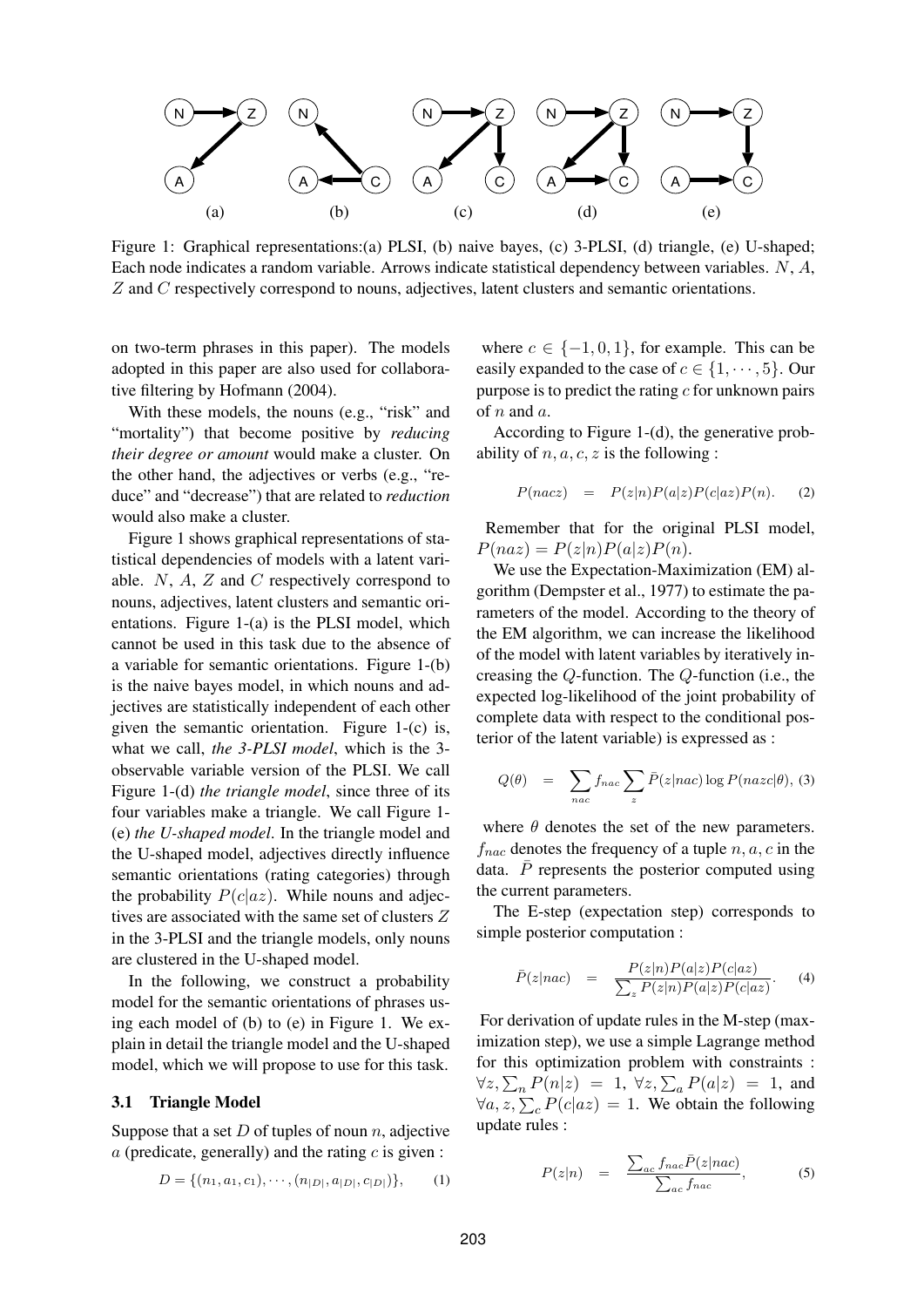Figure 1: Graphical representations:(a) PLSI, (b) naive bayes, (c) 3-PLSI, (d) triangle, (e) U-shaped; Each node indicates a random variable. Arrows indicate statistical dependency between variables. $N$, $A$, $Z$ and $C$ respectively correspond to nouns, adjectives, latent clusters and semantic orientations.

on two-term phrases in this paper). The models adopted in this paper are also used for collaborative filtering by Hofmann (2004).

With these models, the nouns (e.g., "risk" and "mortality") that become positive by *reducing their degree or amount* would make a cluster. On the other hand, the adjectives or verbs (e.g., "reduce" and "decrease") that are related to *reduction* would also make a cluster.

Figure 1 shows graphical representations of statistical dependencies of models with a latent variable. $N$, $A$, $Z$ and $C$ respectively correspond to nouns, adjectives, latent clusters and semantic orientations. Figure 1-(a) is the PLSI model, which cannot be used in this task due to the absence of a variable for semantic orientations. Figure 1-(b) is the naive bayes model, in which nouns and adjectives are statistically independent of each other given the semantic orientation. Figure 1-(c) is, what we call, *the 3-PLSI model*, which is the 3-observable variable version of the PLSI. We call Figure 1-(d) *the triangle model*, since three of its four variables make a triangle. We call Figure 1-(e) *the U-shaped model*. In the triangle model and the U-shaped model, adjectives directly influence semantic orientations (rating categories) through the probability $P(c|az)$. While nouns and adjectives are associated with the same set of clusters $Z$ in the 3-PLSI and the triangle models, only nouns are clustered in the U-shaped model.

In the following, we construct a probability model for the semantic orientations of phrases using each model of (b) to (e) in Figure 1. We explain in detail the triangle model and the U-shaped model, which we will propose to use for this task.

### 3.1 Triangle Model

Suppose that a set $D$ of tuples of noun $n$, adjective $a$ (predicate, generally) and the rating $c$ is given :

$$D = \{(n_1, a_1, c_1), \cdots, (n_{|D|}, a_{|D|}, c_{|D|})\}, \quad (1)$$

where $c \in \{-1, 0, 1\}$, for example. This can be easily expanded to the case of $c \in \{1, \cdots, 5\}$. Our purpose is to predict the rating $c$ for unknown pairs of $n$ and $a$.

According to Figure 1-(d), the generative probability of $n, a, c, z$ is the following :

$$P(nacz) = P(z|n)P(a|z)P(c|az)P(n). \quad (2)$$

Remember that for the original PLSI model, $P(naz) = P(z|n)P(a|z)P(n)$.

We use the Expectation-Maximization (EM) algorithm (Dempster et al., 1977) to estimate the parameters of the model. According to the theory of the EM algorithm, we can increase the likelihood of the model with latent variables by iteratively increasing the $Q$-function. The $Q$-function (i.e., the expected log-likelihood of the joint probability of complete data with respect to the conditional posterior of the latent variable) is expressed as :

$$Q(\theta) = \sum_{nac} f_{nac} \sum_{z} \bar{P}(z|nac) \log P(nazc|\theta), \quad (3)$$

where $\theta$ denotes the set of the new parameters. $f_{nac}$ denotes the frequency of a tuple $n, a, c$ in the data. $\bar{P}$ represents the posterior computed using the current parameters.

The E-step (expectation step) corresponds to simple posterior computation :

$$\bar{P}(z|nac) = \frac{P(z|n)P(a|z)P(c|az)}{\sum_z P(z|n)P(a|z)P(c|az)}. \quad (4)$$

For derivation of update rules in the M-step (maximization step), we use a simple Lagrange method for this optimization problem with constraints : $\forall z, \sum_n P(n|z) = 1$, $\forall z, \sum_a P(a|z) = 1$, and $\forall a, z, \sum_c P(c|az) = 1$. We obtain the following update rules :

$$P(z|n) = \frac{\sum_{ac} f_{nac} \bar{P}(z|nac)}{\sum_{ac} f_{nac}}, \quad (5)$$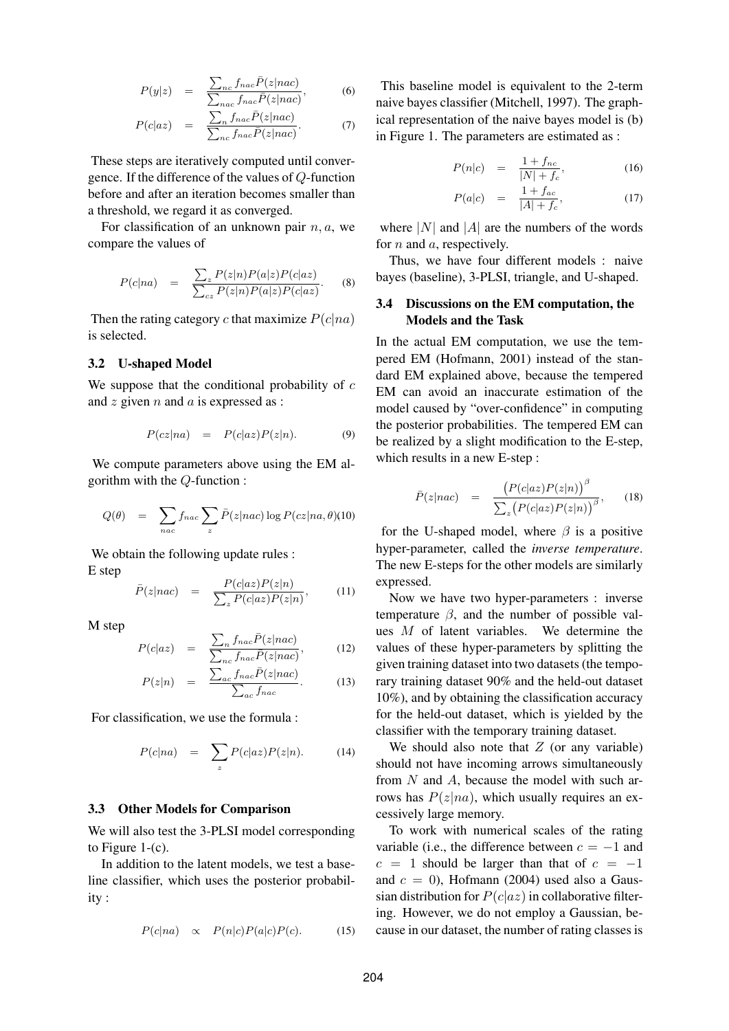$$P(y|z) = \frac{\sum_{nc} f_{nac} \bar{P}(z|nac)}{\sum_{nac} f_{nac} \bar{P}(z|nac)}, \quad (6)$$

$$P(c|az) = \frac{\sum_{n} f_{nac} \bar{P}(z|nac)}{\sum_{nc} f_{nac} \bar{P}(z|nac)}. \quad (7)$$

These steps are iteratively computed until convergence. If the difference of the values of $Q$-function before and after an iteration becomes smaller than a threshold, we regard it as converged.

For classification of an unknown pair $n, a$, we compare the values of

$$P(c|na) = \frac{\sum_{z} P(z|n)P(a|z)P(c|az)}{\sum_{cz} P(z|n)P(a|z)P(c|az)}. \quad (8)$$

Then the rating category $c$ that maximize $P(c|na)$ is selected.

### 3.2 U-shaped Model

We suppose that the conditional probability of $c$ and $z$ given $n$ and $a$ is expressed as :

$$P(cz|na) = P(c|az)P(z|n). \quad (9)$$

We compute parameters above using the EM algorithm with the $Q$-function :

$$Q(\theta) = \sum_{nac} f_{nac} \sum_{z} \bar{P}(z|nac) \log P(cz|na, \theta) \quad (10)$$

We obtain the following update rules :

E step

$$\bar{P}(z|nac) = \frac{P(c|az)P(z|n)}{\sum_{z} P(c|az)P(z|n)}, \quad (11)$$

M step

$$P(c|az) = \frac{\sum_{n} f_{nac} \bar{P}(z|nac)}{\sum_{nc} f_{nac} \bar{P}(z|nac)}, \quad (12)$$

$$P(z|n) = \frac{\sum_{ac} f_{nac} \bar{P}(z|nac)}{\sum_{ac} f_{nac}}. \quad (13)$$

For classification, we use the formula :

$$P(c|na) = \sum_{z} P(c|az)P(z|n). \quad (14)$$

### 3.3 Other Models for Comparison

We will also test the 3-PLSI model corresponding to Figure 1-(c).

In addition to the latent models, we test a baseline classifier, which uses the posterior probability :

$$P(c|na) \propto P(n|c)P(a|c)P(c). \quad (15)$$

This baseline model is equivalent to the 2-term naive bayes classifier (Mitchell, 1997). The graphical representation of the naive bayes model is (b) in Figure 1. The parameters are estimated as :

$$P(n|c) = \frac{1 + f_{nc}}{|N| + f_{c}}, \quad (16)$$

$$P(a|c) = \frac{1 + f_{ac}}{|A| + f_{c}}, \quad (17)$$

where $|N|$ and $|A|$ are the numbers of the words for $n$ and $a$, respectively.

Thus, we have four different models : naive bayes (baseline), 3-PLSI, triangle, and U-shaped.

### 3.4 Discussions on the EM computation, the Models and the Task

In the actual EM computation, we use the tempered EM (Hofmann, 2001) instead of the standard EM explained above, because the tempered EM can avoid an inaccurate estimation of the model caused by "over-confidence" in computing the posterior probabilities. The tempered EM can be realized by a slight modification to the E-step, which results in a new E-step :

$$\bar{P}(z|nac) = \frac{\left(P(c|az)P(z|n)\right)^{\beta}}{\sum_{z}\left(P(c|az)P(z|n)\right)^{\beta}}, \quad (18)$$

for the U-shaped model, where $\beta$ is a positive hyper-parameter, called the *inverse temperature*. The new E-steps for the other models are similarly expressed.

Now we have two hyper-parameters : inverse temperature $\beta$, and the number of possible values $M$ of latent variables. We determine the values of these hyper-parameters by splitting the given training dataset into two datasets (the temporary training dataset 90% and the held-out dataset 10%), and by obtaining the classification accuracy for the held-out dataset, which is yielded by the classifier with the temporary training dataset.

We should also note that $Z$ (or any variable) should not have incoming arrows simultaneously from $N$ and $A$, because the model with such arrows has $P(z|na)$, which usually requires an excessively large memory.

To work with numerical scales of the rating variable (i.e., the difference between $c = -1$ and $c = 1$ should be larger than that of $c = -1$ and $c = 0$), Hofmann (2004) used also a Gaussian distribution for $P(c|az)$ in collaborative filtering. However, we do not employ a Gaussian, because in our dataset, the number of rating classes is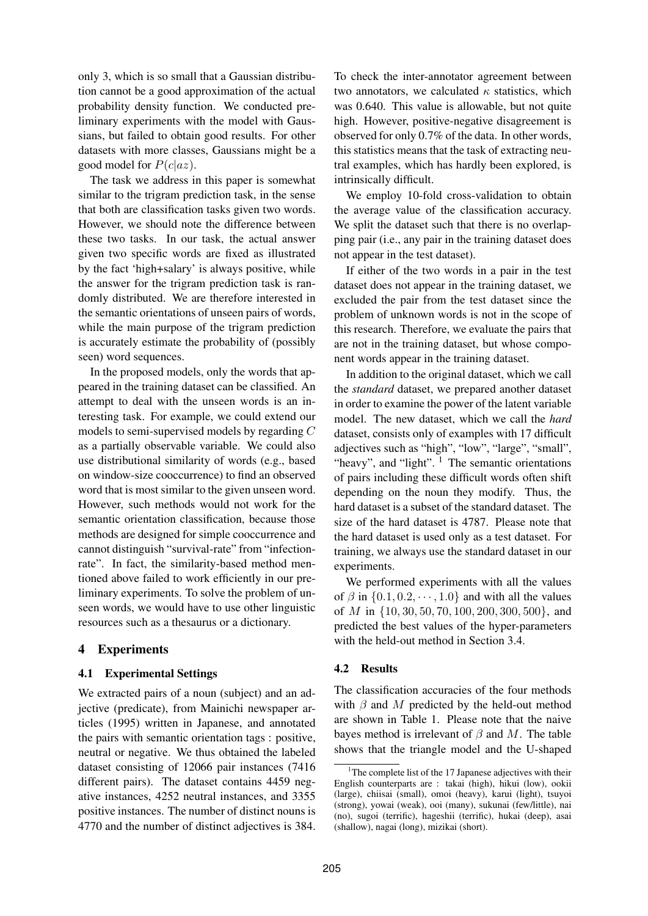only 3, which is so small that a Gaussian distribution cannot be a good approximation of the actual probability density function. We conducted preliminary experiments with the model with Gaussians, but failed to obtain good results. For other datasets with more classes, Gaussians might be a good model for $P(c|az)$.

The task we address in this paper is somewhat similar to the trigram prediction task, in the sense that both are classification tasks given two words. However, we should note the difference between these two tasks. In our task, the actual answer given two specific words are fixed as illustrated by the fact 'high+salary' is always positive, while the answer for the trigram prediction task is randomly distributed. We are therefore interested in the semantic orientations of unseen pairs of words, while the main purpose of the trigram prediction is accurately estimate the probability of (possibly seen) word sequences.

In the proposed models, only the words that appeared in the training dataset can be classified. An attempt to deal with the unseen words is an interesting task. For example, we could extend our models to semi-supervised models by regarding $C$ as a partially observable variable. We could also use distributional similarity of words (e.g., based on window-size cooccurrence) to find an observed word that is most similar to the given unseen word. However, such methods would not work for the semantic orientation classification, because those methods are designed for simple cooccurrence and cannot distinguish "survival-rate" from "infection-rate". In fact, the similarity-based method mentioned above failed to work efficiently in our preliminary experiments. To solve the problem of unseen words, we would have to use other linguistic resources such as a thesaurus or a dictionary.

## 4 Experiments

### 4.1 Experimental Settings

We extracted pairs of a noun (subject) and an adjective (predicate), from Mainichi newspaper articles (1995) written in Japanese, and annotated the pairs with semantic orientation tags : positive, neutral or negative. We thus obtained the labeled dataset consisting of 12066 pair instances (7416 different pairs). The dataset contains 4459 negative instances, 4252 neutral instances, and 3355 positive instances. The number of distinct nouns is 4770 and the number of distinct adjectives is 384.

To check the inter-annotator agreement between two annotators, we calculated $\kappa$ statistics, which was 0.640. This value is allowable, but not quite high. However, positive-negative disagreement is observed for only 0.7% of the data. In other words, this statistics means that the task of extracting neutral examples, which has hardly been explored, is intrinsically difficult.

We employ 10-fold cross-validation to obtain the average value of the classification accuracy. We split the dataset such that there is no overlapping pair (i.e., any pair in the training dataset does not appear in the test dataset).

If either of the two words in a pair in the test dataset does not appear in the training dataset, we excluded the pair from the test dataset since the problem of unknown words is not in the scope of this research. Therefore, we evaluate the pairs that are not in the training dataset, but whose component words appear in the training dataset.

In addition to the original dataset, which we call the *standard* dataset, we prepared another dataset in order to examine the power of the latent variable model. The new dataset, which we call the *hard* dataset, consists only of examples with 17 difficult adjectives such as "high", "low", "large", "small", "heavy", and "light". [1] The semantic orientations of pairs including these difficult words often shift depending on the noun they modify. Thus, the hard dataset is a subset of the standard dataset. The size of the hard dataset is 4787. Please note that the hard dataset is used only as a test dataset. For training, we always use the standard dataset in our experiments.

We performed experiments with all the values of $\beta$ in $\{0.1, 0.2, \cdots, 1.0\}$ and with all the values of $M$ in $\{10, 30, 50, 70, 100, 200, 300, 500\}$, and predicted the best values of the hyper-parameters with the held-out method in Section 3.4.

### 4.2 Results

The classification accuracies of the four methods with $\beta$ and $M$ predicted by the held-out method are shown in Table 1. Please note that the naive bayes method is irrelevant of $\beta$ and $M$. The table shows that the triangle model and the U-shaped

[1] The complete list of the 17 Japanese adjectives with their English counterparts are : takai (high), hikui (low), ookii (large), chiisai (small), omoi (heavy), karui (light), tsuyoi (strong), yowai (weak), ooi (many), sukunai (few/little), nai (no), sugoi (terrific), hageshii (terrific), hukai (deep), asai (shallow), nagai (long), mizikai (short).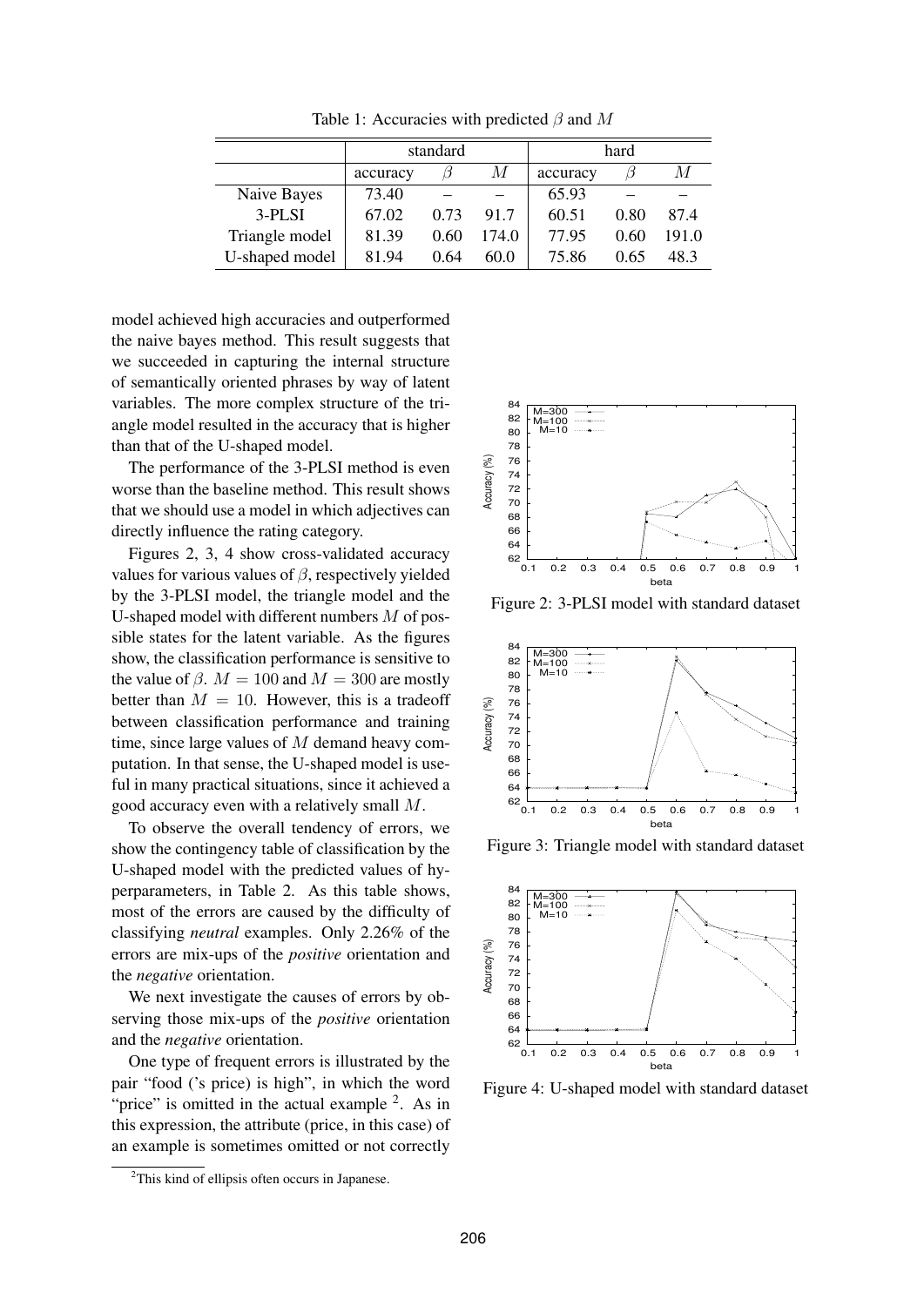Table 1: Accuracies with predicted $\beta$ and $M$

| | standard | | | hard | | |
|---|---|---|---|---|---|---|
| | accuracy | $\beta$ | $M$ | accuracy | $\beta$ | $M$ |
| Naive Bayes | 73.40 | – | – | 65.93 | – | – |
| 3-PLSI | 67.02 | 0.73 | 91.7 | 60.51 | 0.80 | 87.4 |
| Triangle model | 81.39 | 0.60 | 174.0 | 77.95 | 0.60 | 191.0 |
| U-shaped model | 81.94 | 0.64 | 60.0 | 75.86 | 0.65 | 48.3 |

model achieved high accuracies and outperformed the naive bayes method. This result suggests that we succeeded in capturing the internal structure of semantically oriented phrases by way of latent variables. The more complex structure of the triangle model resulted in the accuracy that is higher than that of the U-shaped model.

The performance of the 3-PLSI method is even worse than the baseline method. This result shows that we should use a model in which adjectives can directly influence the rating category.

Figures 2, 3, 4 show cross-validated accuracy values for various values of $\beta$, respectively yielded by the 3-PLSI model, the triangle model and the U-shaped model with different numbers $M$ of possible states for the latent variable. As the figures show, the classification performance is sensitive to the value of $\beta$. $M = 100$ and $M = 300$ are mostly better than $M = 10$. However, this is a tradeoff between classification performance and training time, since large values of $M$ demand heavy computation. In that sense, the U-shaped model is useful in many practical situations, since it achieved a good accuracy even with a relatively small $M$.

To observe the overall tendency of errors, we show the contingency table of classification by the U-shaped model with the predicted values of hyperparameters, in Table 2. As this table shows, most of the errors are caused by the difficulty of classifying *neutral* examples. Only 2.26% of the errors are mix-ups of the *positive* orientation and the *negative* orientation.

We next investigate the causes of errors by observing those mix-ups of the *positive* orientation and the *negative* orientation.

One type of frequent errors is illustrated by the pair "food ('s price) is high", in which the word "price" is omitted in the actual example [2]. As in this expression, the attribute (price, in this case) of an example is sometimes omitted or not correctly

Figure 2: 3-PLSI model with standard dataset

Figure 3: Triangle model with standard dataset

Figure 4: U-shaped model with standard dataset

[2]This kind of ellipsis often occurs in Japanese.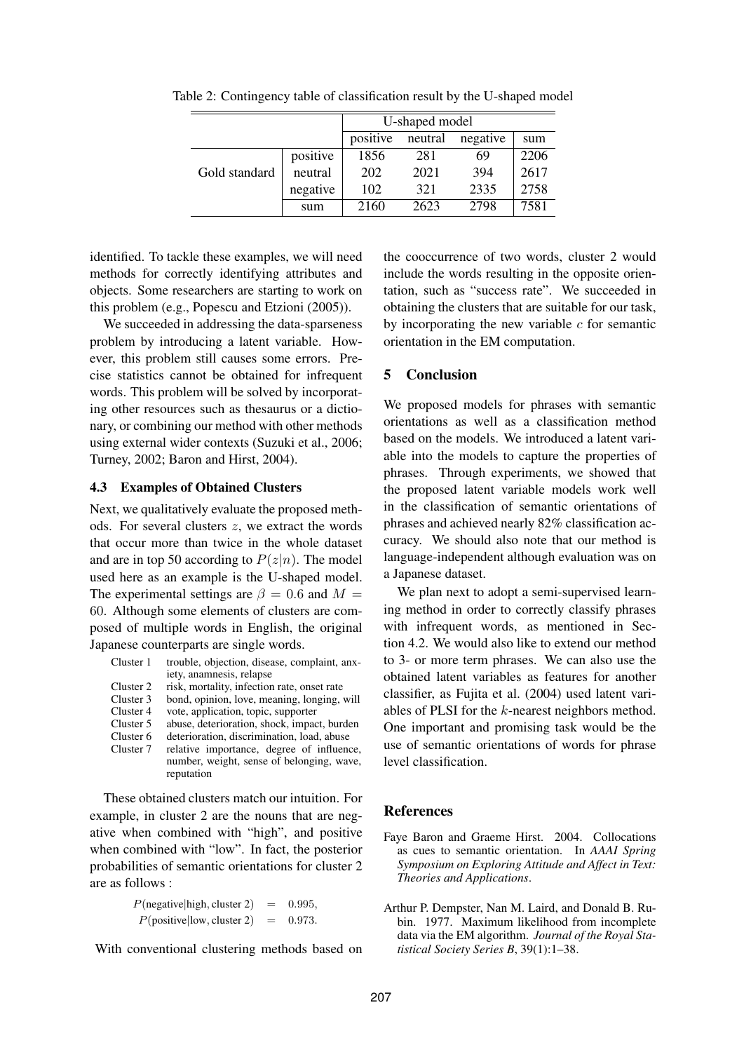Table 2: Contingency table of classification result by the U-shaped model

| | | U-shaped model | | | |
|---|---|---|---|---|---|
| | | positive | neutral | negative | sum |
| Gold standard | positive | 1856 | 281 | 69 | 2206 |
| | neutral | 202 | 2021 | 394 | 2617 |
| | negative | 102 | 321 | 2335 | 2758 |
| | sum | 2160 | 2623 | 2798 | 7581 |

identified. To tackle these examples, we will need methods for correctly identifying attributes and objects. Some researchers are starting to work on this problem (e.g., Popescu and Etzioni (2005)).

We succeeded in addressing the data-sparseness problem by introducing a latent variable. However, this problem still causes some errors. Precise statistics cannot be obtained for infrequent words. This problem will be solved by incorporating other resources such as thesaurus or a dictionary, or combining our method with other methods using external wider contexts (Suzuki et al., 2006; Turney, 2002; Baron and Hirst, 2004).

### 4.3 Examples of Obtained Clusters

Next, we qualitatively evaluate the proposed methods. For several clusters $z$, we extract the words that occur more than twice in the whole dataset and are in top 50 according to $P(z|n)$. The model used here as an example is the U-shaped model. The experimental settings are $\beta = 0.6$ and $M = 60$. Although some elements of clusters are composed of multiple words in English, the original Japanese counterparts are single words.

| | |
|---|---|
| Cluster 1 | trouble, objection, disease, complaint, anxiety, anamnesis, relapse |
| Cluster 2 | risk, mortality, infection rate, onset rate |
| Cluster 3 | bond, opinion, love, meaning, longing, will |
| Cluster 4 | vote, application, topic, supporter |
| Cluster 5 | abuse, deterioration, shock, impact, burden |
| Cluster 6 | deterioration, discrimination, load, abuse |
| Cluster 7 | relative importance, degree of influence, number, weight, sense of belonging, wave, reputation |

These obtained clusters match our intuition. For example, in cluster 2 are the nouns that are negative when combined with "high", and positive when combined with "low". In fact, the posterior probabilities of semantic orientations for cluster 2 are as follows :

$$P(\text{negative}|\text{high, cluster 2}) = 0.995,$$
$$P(\text{positive}|\text{low, cluster 2}) = 0.973.$$

With conventional clustering methods based on the cooccurrence of two words, cluster 2 would include the words resulting in the opposite orientation, such as "success rate". We succeeded in obtaining the clusters that are suitable for our task, by incorporating the new variable $c$ for semantic orientation in the EM computation.

## 5 Conclusion

We proposed models for phrases with semantic orientations as well as a classification method based on the models. We introduced a latent variable into the models to capture the properties of phrases. Through experiments, we showed that the proposed latent variable models work well in the classification of semantic orientations of phrases and achieved nearly 82% classification accuracy. We should also note that our method is language-independent although evaluation was on a Japanese dataset.

We plan next to adopt a semi-supervised learning method in order to correctly classify phrases with infrequent words, as mentioned in Section 4.2. We would also like to extend our method to 3- or more term phrases. We can also use the obtained latent variables as features for another classifier, as Fujita et al. (2004) used latent variables of PLSI for the $k$-nearest neighbors method. One important and promising task would be the use of semantic orientations of words for phrase level classification.

## References

Faye Baron and Graeme Hirst. 2004. Collocations as cues to semantic orientation. In *AAAI Spring Symposium on Exploring Attitude and Affect in Text: Theories and Applications*.

Arthur P. Dempster, Nan M. Laird, and Donald B. Rubin. 1977. Maximum likelihood from incomplete data via the EM algorithm. *Journal of the Royal Statistical Society Series B*, 39(1):1–38.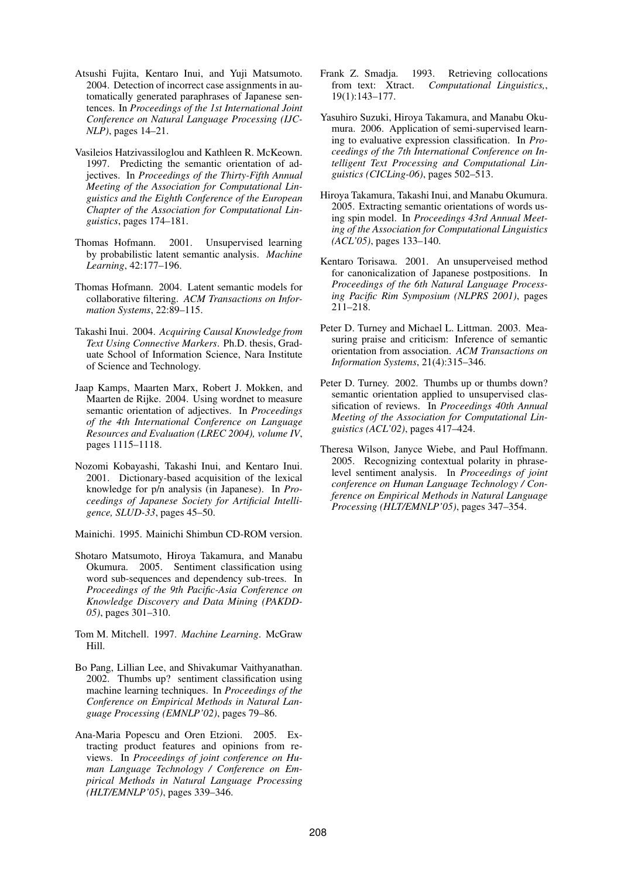Atsushi Fujita, Kentaro Inui, and Yuji Matsumoto. 2004. Detection of incorrect case assignments in automatically generated paraphrases of Japanese sentences. In *Proceedings of the 1st International Joint Conference on Natural Language Processing (IJCNLP)*, pages 14–21.

Vasileios Hatzivassiloglou and Kathleen R. McKeown. 1997. Predicting the semantic orientation of adjectives. In *Proceedings of the Thirty-Fifth Annual Meeting of the Association for Computational Linguistics and the Eighth Conference of the European Chapter of the Association for Computational Linguistics*, pages 174–181.

Thomas Hofmann. 2001. Unsupervised learning by probabilistic latent semantic analysis. *Machine Learning*, 42:177–196.

Thomas Hofmann. 2004. Latent semantic models for collaborative filtering. *ACM Transactions on Information Systems*, 22:89–115.

Takashi Inui. 2004. *Acquiring Causal Knowledge from Text Using Connective Markers*. Ph.D. thesis, Graduate School of Information Science, Nara Institute of Science and Technology.

Jaap Kamps, Maarten Marx, Robert J. Mokken, and Maarten de Rijke. 2004. Using wordnet to measure semantic orientation of adjectives. In *Proceedings of the 4th International Conference on Language Resources and Evaluation (LREC 2004), volume IV*, pages 1115–1118.

Nozomi Kobayashi, Takashi Inui, and Kentaro Inui. 2001. Dictionary-based acquisition of the lexical knowledge for p/n analysis (in Japanese). In *Proceedings of Japanese Society for Artificial Intelligence, SLUD-33*, pages 45–50.

Mainichi. 1995. Mainichi Shimbun CD-ROM version.

Shotaro Matsumoto, Hiroya Takamura, and Manabu Okumura. 2005. Sentiment classification using word sub-sequences and dependency sub-trees. In *Proceedings of the 9th Pacific-Asia Conference on Knowledge Discovery and Data Mining (PAKDD-05)*, pages 301–310.

Tom M. Mitchell. 1997. *Machine Learning*. McGraw Hill.

Bo Pang, Lillian Lee, and Shivakumar Vaithyanathan. 2002. Thumbs up? sentiment classification using machine learning techniques. In *Proceedings of the Conference on Empirical Methods in Natural Language Processing (EMNLP'02)*, pages 79–86.

Ana-Maria Popescu and Oren Etzioni. 2005. Extracting product features and opinions from reviews. In *Proceedings of joint conference on Human Language Technology / Conference on Empirical Methods in Natural Language Processing (HLT/EMNLP'05)*, pages 339–346.

Frank Z. Smadja. 1993. Retrieving collocations from text: Xtract. *Computational Linguistics,*, 19(1):143–177.

Yasuhiro Suzuki, Hiroya Takamura, and Manabu Okumura. 2006. Application of semi-supervised learning to evaluative expression classification. In *Proceedings of the 7th International Conference on Intelligent Text Processing and Computational Linguistics (CICLing-06)*, pages 502–513.

Hiroya Takamura, Takashi Inui, and Manabu Okumura. 2005. Extracting semantic orientations of words using spin model. In *Proceedings 43rd Annual Meeting of the Association for Computational Linguistics (ACL'05)*, pages 133–140.

Kentaro Torisawa. 2001. An unsuperveised method for canonicalization of Japanese postpositions. In *Proceedings of the 6th Natural Language Processing Pacific Rim Symposium (NLPRS 2001)*, pages 211–218.

Peter D. Turney and Michael L. Littman. 2003. Measuring praise and criticism: Inference of semantic orientation from association. *ACM Transactions on Information Systems*, 21(4):315–346.

Peter D. Turney. 2002. Thumbs up or thumbs down? semantic orientation applied to unsupervised classification of reviews. In *Proceedings 40th Annual Meeting of the Association for Computational Linguistics (ACL'02)*, pages 417–424.

Theresa Wilson, Janyce Wiebe, and Paul Hoffmann. 2005. Recognizing contextual polarity in phrase-level sentiment analysis. In *Proceedings of joint conference on Human Language Technology / Conference on Empirical Methods in Natural Language Processing (HLT/EMNLP'05)*, pages 347–354.